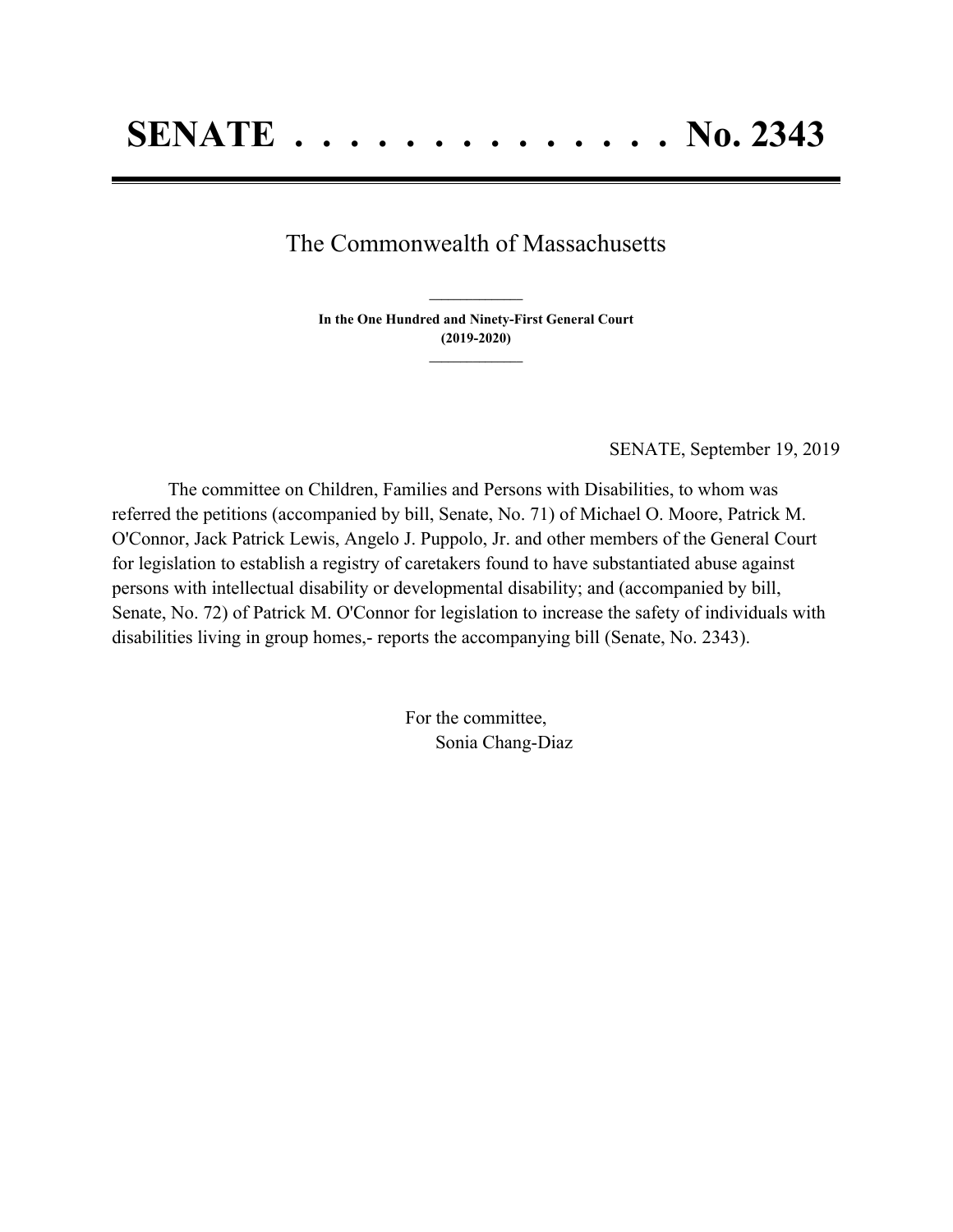# SENATE . . . . . . . . . . . . . . No. 2343

The Commonwealth of Massachusetts

---

**In the One Hundred and Ninety-First General Court**
**(2019-2020)**

---

SENATE, September 19, 2019

The committee on Children, Families and Persons with Disabilities, to whom was referred the petitions (accompanied by bill, Senate, No. 71) of Michael O. Moore, Patrick M. O'Connor, Jack Patrick Lewis, Angelo J. Puppolo, Jr. and other members of the General Court for legislation to establish a registry of caretakers found to have substantiated abuse against persons with intellectual disability or developmental disability; and (accompanied by bill, Senate, No. 72) of Patrick M. O'Connor for legislation to increase the safety of individuals with disabilities living in group homes,- reports the accompanying bill (Senate, No. 2343).

For the committee,
Sonia Chang-Diaz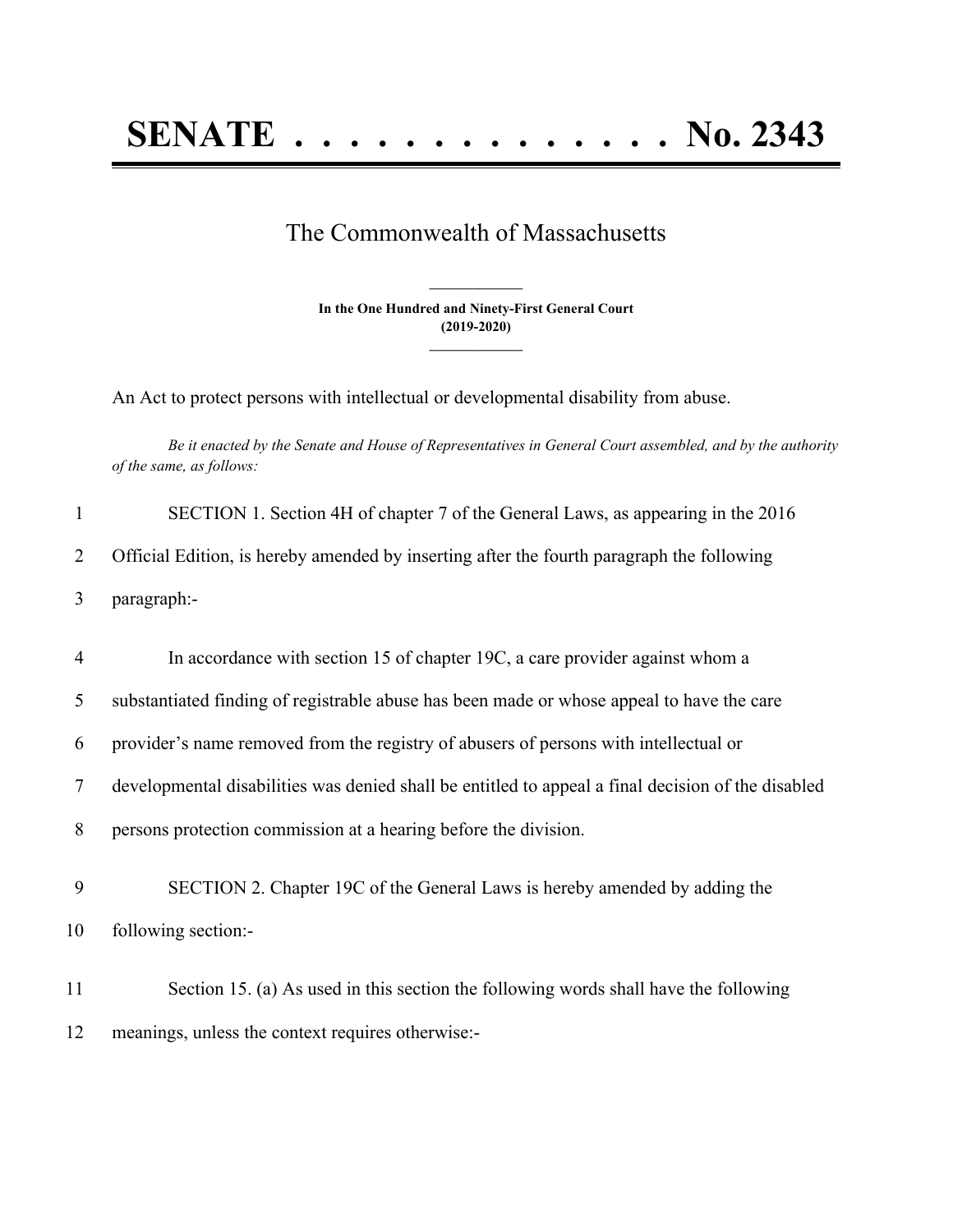# SENATE . . . . . . . . . . . . . . No. 2343

The Commonwealth of Massachusetts

**In the One Hundred and Ninety-First General Court (2019-2020)**

An Act to protect persons with intellectual or developmental disability from abuse.

*Be it enacted by the Senate and House of Representatives in General Court assembled, and by the authority of the same, as follows:*

1 SECTION 1. Section 4H of chapter 7 of the General Laws, as appearing in the 2016
2 Official Edition, is hereby amended by inserting after the fourth paragraph the following
3 paragraph:-

4 In accordance with section 15 of chapter 19C, a care provider against whom a
5 substantiated finding of registrable abuse has been made or whose appeal to have the care
6 provider's name removed from the registry of abusers of persons with intellectual or
7 developmental disabilities was denied shall be entitled to appeal a final decision of the disabled
8 persons protection commission at a hearing before the division.

9 SECTION 2. Chapter 19C of the General Laws is hereby amended by adding the
10 following section:-

11 Section 15. (a) As used in this section the following words shall have the following
12 meanings, unless the context requires otherwise:-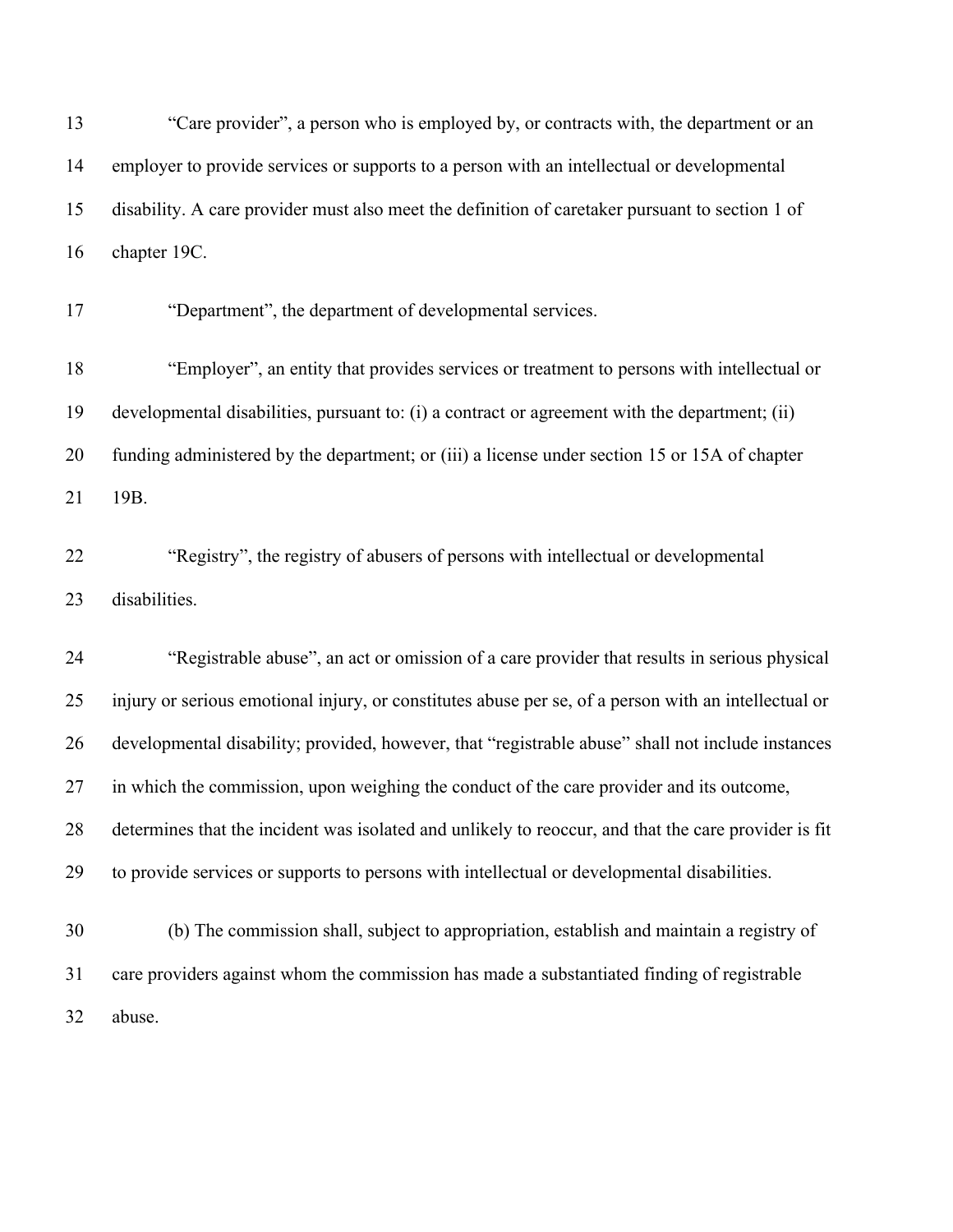"Care provider", a person who is employed by, or contracts with, the department or an employer to provide services or supports to a person with an intellectual or developmental disability. A care provider must also meet the definition of caretaker pursuant to section 1 of chapter 19C.

"Department", the department of developmental services.

"Employer", an entity that provides services or treatment to persons with intellectual or developmental disabilities, pursuant to: (i) a contract or agreement with the department; (ii) funding administered by the department; or (iii) a license under section 15 or 15A of chapter 19B.

"Registry", the registry of abusers of persons with intellectual or developmental disabilities.

"Registrable abuse", an act or omission of a care provider that results in serious physical injury or serious emotional injury, or constitutes abuse per se, of a person with an intellectual or developmental disability; provided, however, that "registrable abuse" shall not include instances in which the commission, upon weighing the conduct of the care provider and its outcome, determines that the incident was isolated and unlikely to reoccur, and that the care provider is fit to provide services or supports to persons with intellectual or developmental disabilities.

(b) The commission shall, subject to appropriation, establish and maintain a registry of care providers against whom the commission has made a substantiated finding of registrable abuse.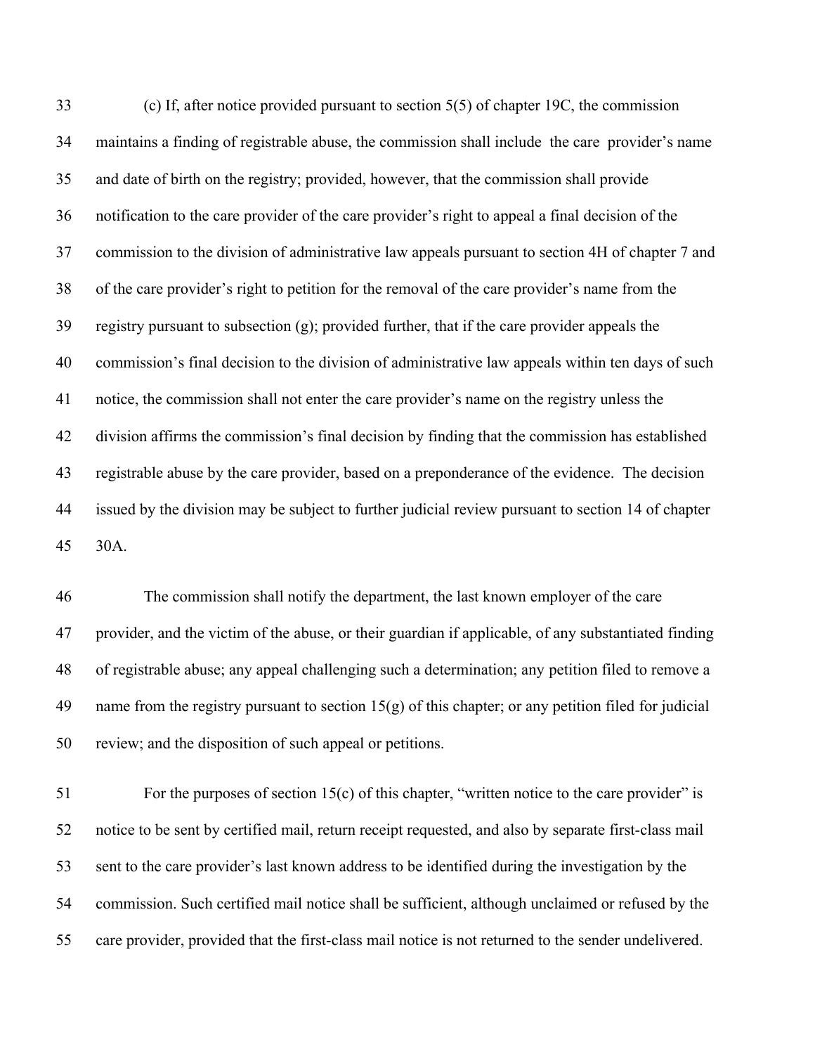(c) If, after notice provided pursuant to section 5(5) of chapter 19C, the commission maintains a finding of registrable abuse, the commission shall include the care provider's name and date of birth on the registry; provided, however, that the commission shall provide notification to the care provider of the care provider's right to appeal a final decision of the commission to the division of administrative law appeals pursuant to section 4H of chapter 7 and of the care provider's right to petition for the removal of the care provider's name from the registry pursuant to subsection (g); provided further, that if the care provider appeals the commission's final decision to the division of administrative law appeals within ten days of such notice, the commission shall not enter the care provider's name on the registry unless the division affirms the commission's final decision by finding that the commission has established registrable abuse by the care provider, based on a preponderance of the evidence. The decision issued by the division may be subject to further judicial review pursuant to section 14 of chapter 30A.

The commission shall notify the department, the last known employer of the care provider, and the victim of the abuse, or their guardian if applicable, of any substantiated finding of registrable abuse; any appeal challenging such a determination; any petition filed to remove a name from the registry pursuant to section 15(g) of this chapter; or any petition filed for judicial review; and the disposition of such appeal or petitions.

For the purposes of section 15(c) of this chapter, "written notice to the care provider" is notice to be sent by certified mail, return receipt requested, and also by separate first-class mail sent to the care provider's last known address to be identified during the investigation by the commission. Such certified mail notice shall be sufficient, although unclaimed or refused by the care provider, provided that the first-class mail notice is not returned to the sender undelivered.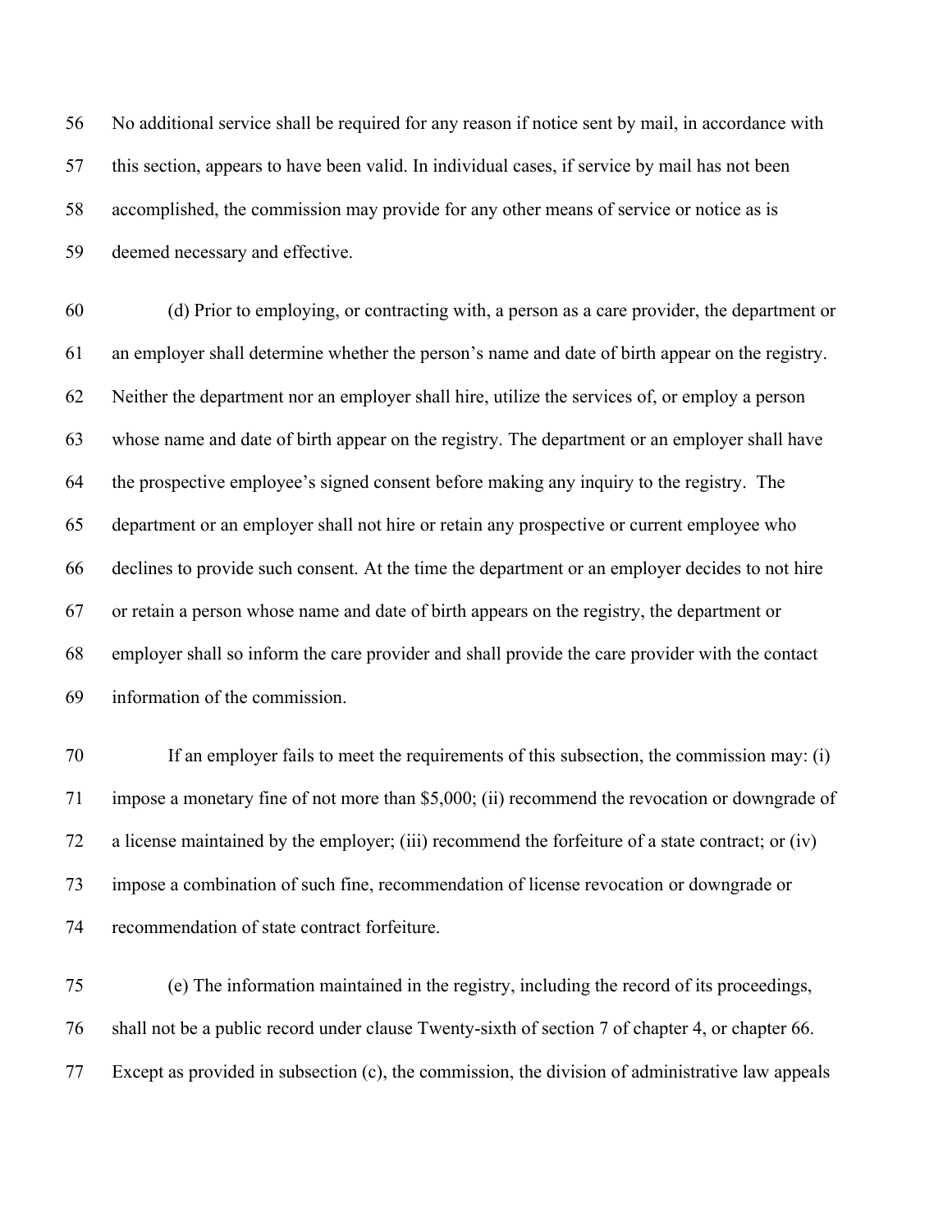No additional service shall be required for any reason if notice sent by mail, in accordance with this section, appears to have been valid. In individual cases, if service by mail has not been accomplished, the commission may provide for any other means of service or notice as is deemed necessary and effective.

(d) Prior to employing, or contracting with, a person as a care provider, the department or an employer shall determine whether the person's name and date of birth appear on the registry. Neither the department nor an employer shall hire, utilize the services of, or employ a person whose name and date of birth appear on the registry. The department or an employer shall have the prospective employee's signed consent before making any inquiry to the registry. The department or an employer shall not hire or retain any prospective or current employee who declines to provide such consent. At the time the department or an employer decides to not hire or retain a person whose name and date of birth appears on the registry, the department or employer shall so inform the care provider and shall provide the care provider with the contact information of the commission.

If an employer fails to meet the requirements of this subsection, the commission may: (i) impose a monetary fine of not more than $5,000; (ii) recommend the revocation or downgrade of a license maintained by the employer; (iii) recommend the forfeiture of a state contract; or (iv) impose a combination of such fine, recommendation of license revocation or downgrade or recommendation of state contract forfeiture.

(e) The information maintained in the registry, including the record of its proceedings, shall not be a public record under clause Twenty-sixth of section 7 of chapter 4, or chapter 66. Except as provided in subsection (c), the commission, the division of administrative law appeals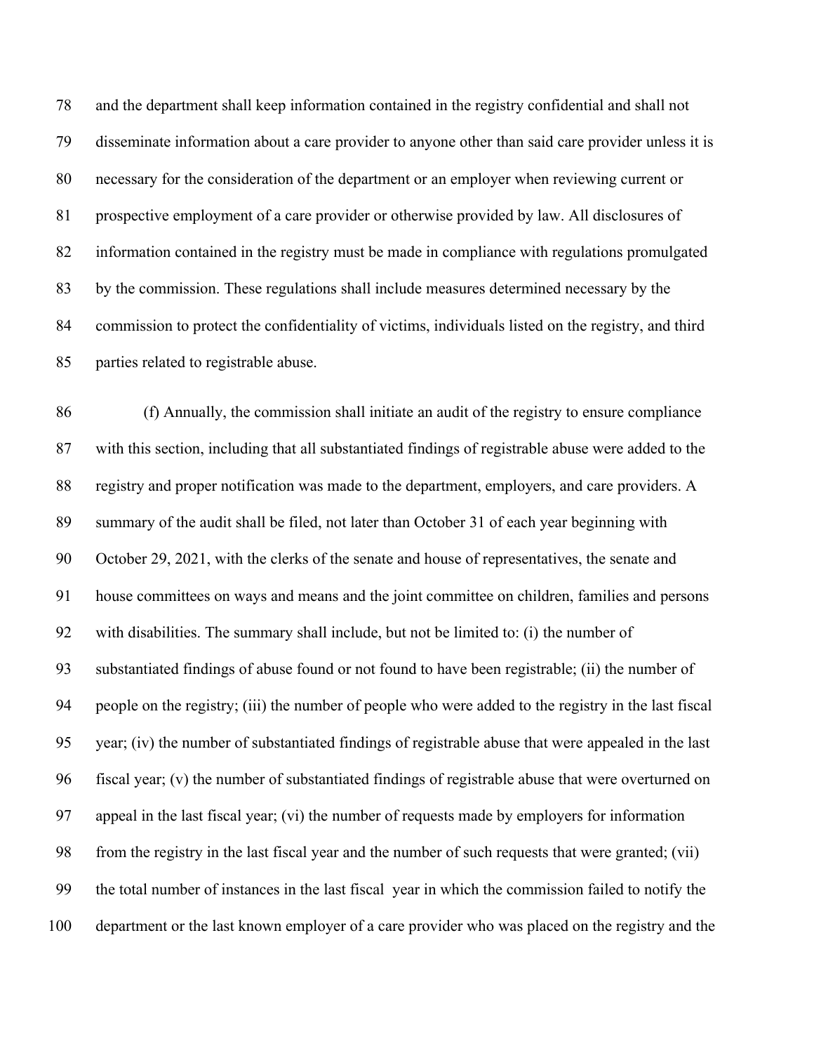and the department shall keep information contained in the registry confidential and shall not disseminate information about a care provider to anyone other than said care provider unless it is necessary for the consideration of the department or an employer when reviewing current or prospective employment of a care provider or otherwise provided by law. All disclosures of information contained in the registry must be made in compliance with regulations promulgated by the commission. These regulations shall include measures determined necessary by the commission to protect the confidentiality of victims, individuals listed on the registry, and third parties related to registrable abuse.

(f) Annually, the commission shall initiate an audit of the registry to ensure compliance with this section, including that all substantiated findings of registrable abuse were added to the registry and proper notification was made to the department, employers, and care providers. A summary of the audit shall be filed, not later than October 31 of each year beginning with October 29, 2021, with the clerks of the senate and house of representatives, the senate and house committees on ways and means and the joint committee on children, families and persons with disabilities. The summary shall include, but not be limited to: (i) the number of substantiated findings of abuse found or not found to have been registrable; (ii) the number of people on the registry; (iii) the number of people who were added to the registry in the last fiscal year; (iv) the number of substantiated findings of registrable abuse that were appealed in the last fiscal year; (v) the number of substantiated findings of registrable abuse that were overturned on appeal in the last fiscal year; (vi) the number of requests made by employers for information from the registry in the last fiscal year and the number of such requests that were granted; (vii) the total number of instances in the last fiscal year in which the commission failed to notify the department or the last known employer of a care provider who was placed on the registry and the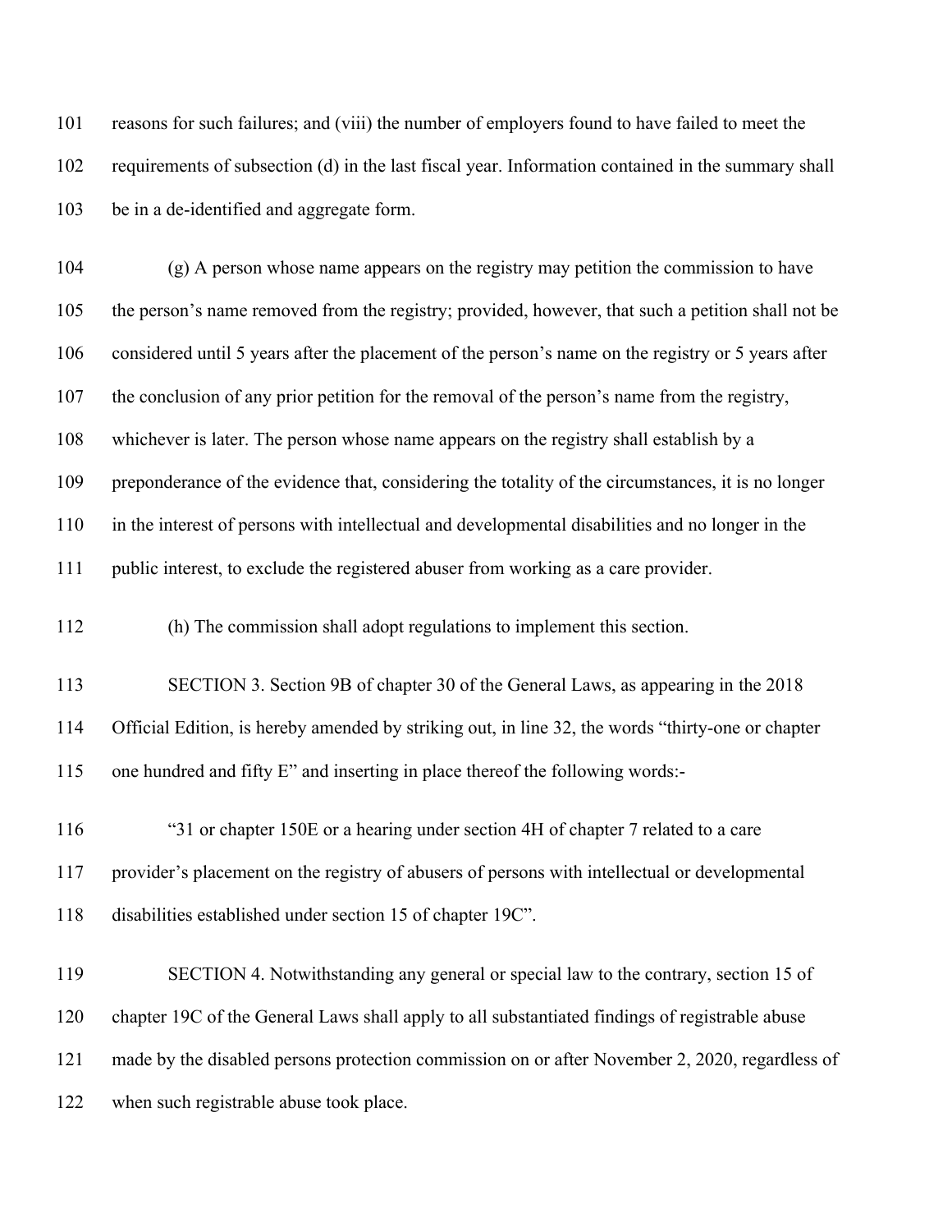reasons for such failures; and (viii) the number of employers found to have failed to meet the requirements of subsection (d) in the last fiscal year. Information contained in the summary shall be in a de-identified and aggregate form.

(g) A person whose name appears on the registry may petition the commission to have the person's name removed from the registry; provided, however, that such a petition shall not be considered until 5 years after the placement of the person's name on the registry or 5 years after the conclusion of any prior petition for the removal of the person's name from the registry, whichever is later. The person whose name appears on the registry shall establish by a preponderance of the evidence that, considering the totality of the circumstances, it is no longer in the interest of persons with intellectual and developmental disabilities and no longer in the public interest, to exclude the registered abuser from working as a care provider.

(h) The commission shall adopt regulations to implement this section.

SECTION 3. Section 9B of chapter 30 of the General Laws, as appearing in the 2018 Official Edition, is hereby amended by striking out, in line 32, the words "thirty-one or chapter one hundred and fifty E" and inserting in place thereof the following words:-

"31 or chapter 150E or a hearing under section 4H of chapter 7 related to a care provider's placement on the registry of abusers of persons with intellectual or developmental disabilities established under section 15 of chapter 19C".

SECTION 4. Notwithstanding any general or special law to the contrary, section 15 of chapter 19C of the General Laws shall apply to all substantiated findings of registrable abuse made by the disabled persons protection commission on or after November 2, 2020, regardless of when such registrable abuse took place.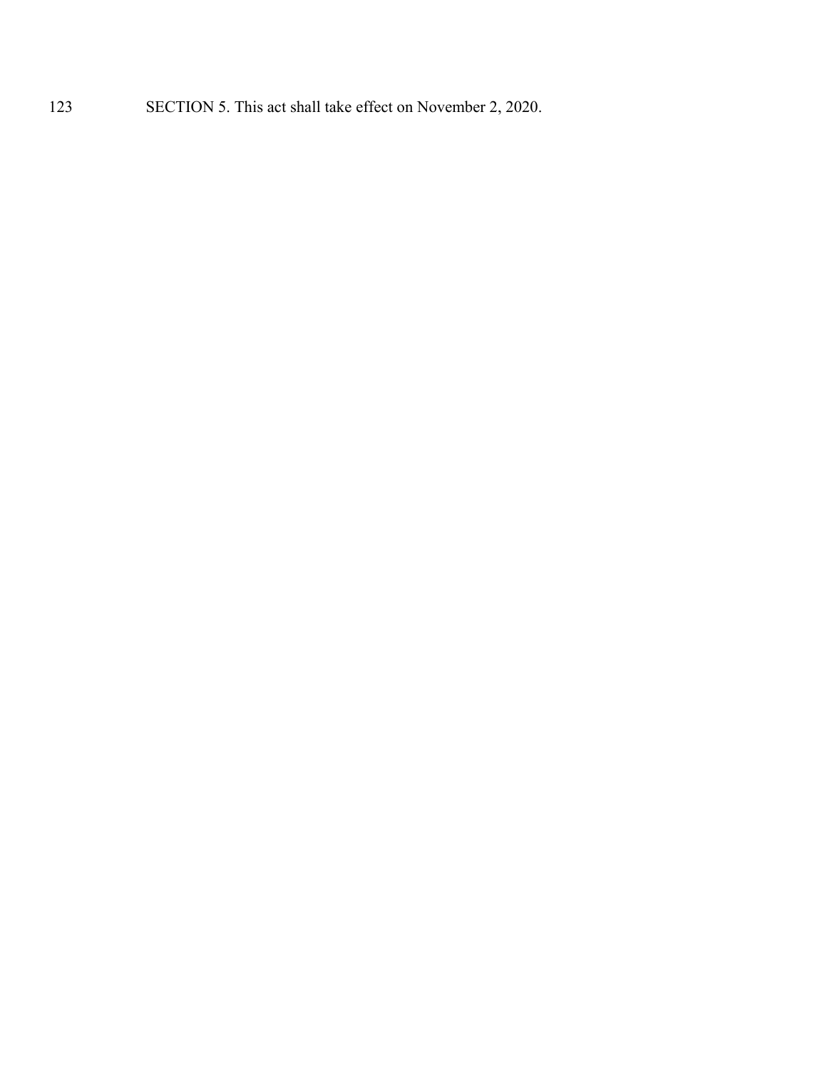123 SECTION 5. This act shall take effect on November 2, 2020.